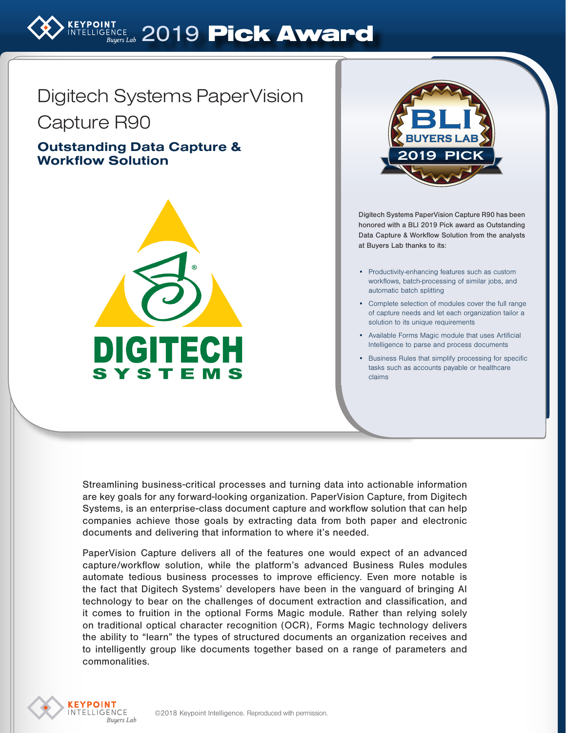# 2019 Pick Award

## Digitech Systems PaperVision Capture R90

### Outstanding Data Capture & Workflow Solution

Digitech Systems PaperVision Capture R90 has been honored with a BLI 2019 Pick award as Outstanding Data Capture & Workflow Solution from the analysts at Buyers Lab thanks to its:

- Productivity-enhancing features such as custom workflows, batch-processing of similar jobs, and automatic batch splitting
- Complete selection of modules cover the full range of capture needs and let each organization tailor a solution to its unique requirements
- Available Forms Magic module that uses Artificial Intelligence to parse and process documents
- Business Rules that simplify processing for specific tasks such as accounts payable or healthcare claims

Streamlining business-critical processes and turning data into actionable information are key goals for any forward-looking organization. PaperVision Capture, from Digitech Systems, is an enterprise-class document capture and workflow solution that can help companies achieve those goals by extracting data from both paper and electronic documents and delivering that information to where it's needed.

PaperVision Capture delivers all of the features one would expect of an advanced capture/workflow solution, while the platform's advanced Business Rules modules automate tedious business processes to improve efficiency. Even more notable is the fact that Digitech Systems' developers have been in the vanguard of bringing AI technology to bear on the challenges of document extraction and classification, and it comes to fruition in the optional Forms Magic module. Rather than relying solely on traditional optical character recognition (OCR), Forms Magic technology delivers the ability to "learn" the types of structured documents an organization receives and to intelligently group like documents together based on a range of parameters and commonalities.

©2018 Keypoint Intelligence. Reproduced with permission.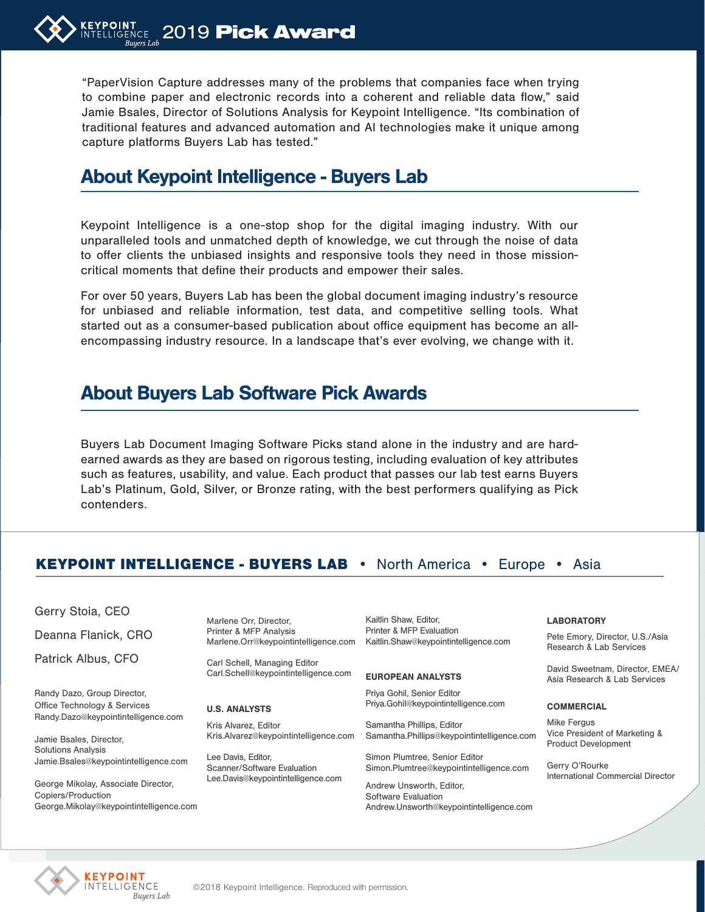"PaperVision Capture addresses many of the problems that companies face when trying to combine paper and electronic records into a coherent and reliable data flow," said Jamie Bsales, Director of Solutions Analysis for Keypoint Intelligence. "Its combination of traditional features and advanced automation and AI technologies make it unique among capture platforms Buyers Lab has tested."

## About Keypoint Intelligence - Buyers Lab

Keypoint Intelligence is a one-stop shop for the digital imaging industry. With our unparalleled tools and unmatched depth of knowledge, we cut through the noise of data to offer clients the unbiased insights and responsive tools they need in those mission-critical moments that define their products and empower their sales.

For over 50 years, Buyers Lab has been the global document imaging industry's resource for unbiased and reliable information, test data, and competitive selling tools. What started out as a consumer-based publication about office equipment has become an all-encompassing industry resource. In a landscape that's ever evolving, we change with it.

## About Buyers Lab Software Pick Awards

Buyers Lab Document Imaging Software Picks stand alone in the industry and are hard-earned awards as they are based on rigorous testing, including evaluation of key attributes such as features, usability, and value. Each product that passes our lab test earns Buyers Lab's Platinum, Gold, Silver, or Bronze rating, with the best performers qualifying as Pick contenders.

**KEYPOINT INTELLIGENCE - BUYERS LAB** • North America • Europe • Asia

Gerry Stoia, CEO

Deanna Flanick, CRO

Patrick Albus, CFO

Randy Dazo, Group Director,
Office Technology & Services
Randy.Dazo@keypointintelligence.com

Jamie Bsales, Director,
Solutions Analysis
Jamie.Bsales@keypointintelligence.com

George Mikolay, Associate Director,
Copiers/Production
George.Mikolay@keypointintelligence.com

Marlene Orr, Director,
Printer & MFP Analysis
Marlene.Orr@keypointintelligence.com

Carl Schell, Managing Editor
Carl.Schell@keypointintelligence.com

**U.S. ANALYSTS**

Kris Alvarez, Editor
Kris.Alvarez@keypointintelligence.com

Lee Davis, Editor,
Scanner/Software Evaluation
Lee.Davis@keypointintelligence.com

Kaitlin Shaw, Editor,
Printer & MFP Evaluation
Kaitlin.Shaw@keypointintelligence.com

**EUROPEAN ANALYSTS**

Priya Gohil, Senior Editor
Priya.Gohil@keypointintelligence.com

Samantha Phillips, Editor
Samantha.Phillips@keypointintelligence.com

Simon Plumtree, Senior Editor
Simon.Plumtree@keypointintelligence.com

Andrew Unsworth, Editor,
Software Evaluation
Andrew.Unsworth@keypointintelligence.com

**LABORATORY**

Pete Emory, Director, U.S./Asia
Research & Lab Services

David Sweetnam, Director, EMEA/
Asia Research & Lab Services

**COMMERCIAL**

Mike Fergus
Vice President of Marketing &
Product Development

Gerry O'Rourke
International Commercial Director

©2018 Keypoint Intelligence. Reproduced with permission.